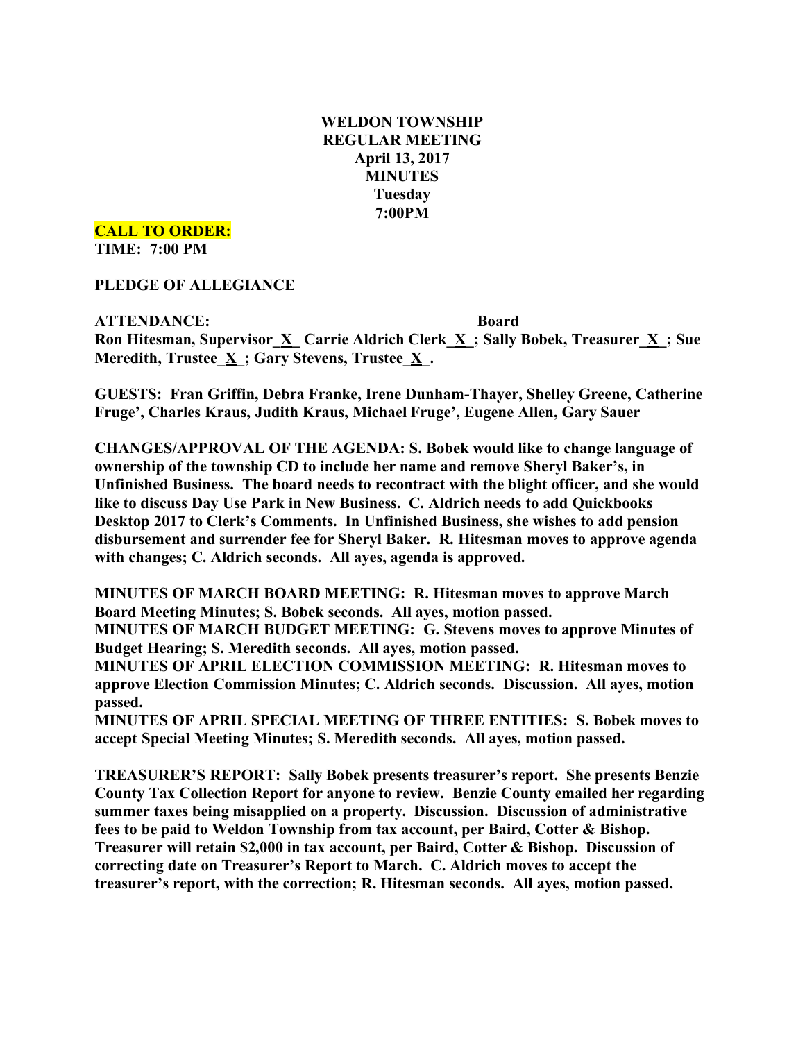# WELDON TOWNSHIP
## REGULAR MEETING
## April 13, 2017
## MINUTES
## Tuesday
## 7:00PM

**CALL TO ORDER:**
**TIME: 7:00 PM**

**PLEDGE OF ALLEGIANCE**

**ATTENDANCE: Board**
**Ron Hitesman, Supervisor_X_ Carrie Aldrich Clerk_X_; Sally Bobek, Treasurer_X_; Sue Meredith, Trustee_X_; Gary Stevens, Trustee_X_.**

**GUESTS: Fran Griffin, Debra Franke, Irene Dunham-Thayer, Shelley Greene, Catherine Fruge', Charles Kraus, Judith Kraus, Michael Fruge', Eugene Allen, Gary Sauer**

**CHANGES/APPROVAL OF THE AGENDA: S. Bobek would like to change language of ownership of the township CD to include her name and remove Sheryl Baker's, in Unfinished Business. The board needs to recontract with the blight officer, and she would like to discuss Day Use Park in New Business. C. Aldrich needs to add Quickbooks Desktop 2017 to Clerk's Comments. In Unfinished Business, she wishes to add pension disbursement and surrender fee for Sheryl Baker. R. Hitesman moves to approve agenda with changes; C. Aldrich seconds. All ayes, agenda is approved.**

**MINUTES OF MARCH BOARD MEETING: R. Hitesman moves to approve March Board Meeting Minutes; S. Bobek seconds. All ayes, motion passed.**
**MINUTES OF MARCH BUDGET MEETING: G. Stevens moves to approve Minutes of Budget Hearing; S. Meredith seconds. All ayes, motion passed.**
**MINUTES OF APRIL ELECTION COMMISSION MEETING: R. Hitesman moves to approve Election Commission Minutes; C. Aldrich seconds. Discussion. All ayes, motion passed.**
**MINUTES OF APRIL SPECIAL MEETING OF THREE ENTITIES: S. Bobek moves to accept Special Meeting Minutes; S. Meredith seconds. All ayes, motion passed.**

**TREASURER'S REPORT: Sally Bobek presents treasurer's report. She presents Benzie County Tax Collection Report for anyone to review. Benzie County emailed her regarding summer taxes being misapplied on a property. Discussion. Discussion of administrative fees to be paid to Weldon Township from tax account, per Baird, Cotter & Bishop. Treasurer will retain $2,000 in tax account, per Baird, Cotter & Bishop. Discussion of correcting date on Treasurer's Report to March. C. Aldrich moves to accept the treasurer's report, with the correction; R. Hitesman seconds. All ayes, motion passed.**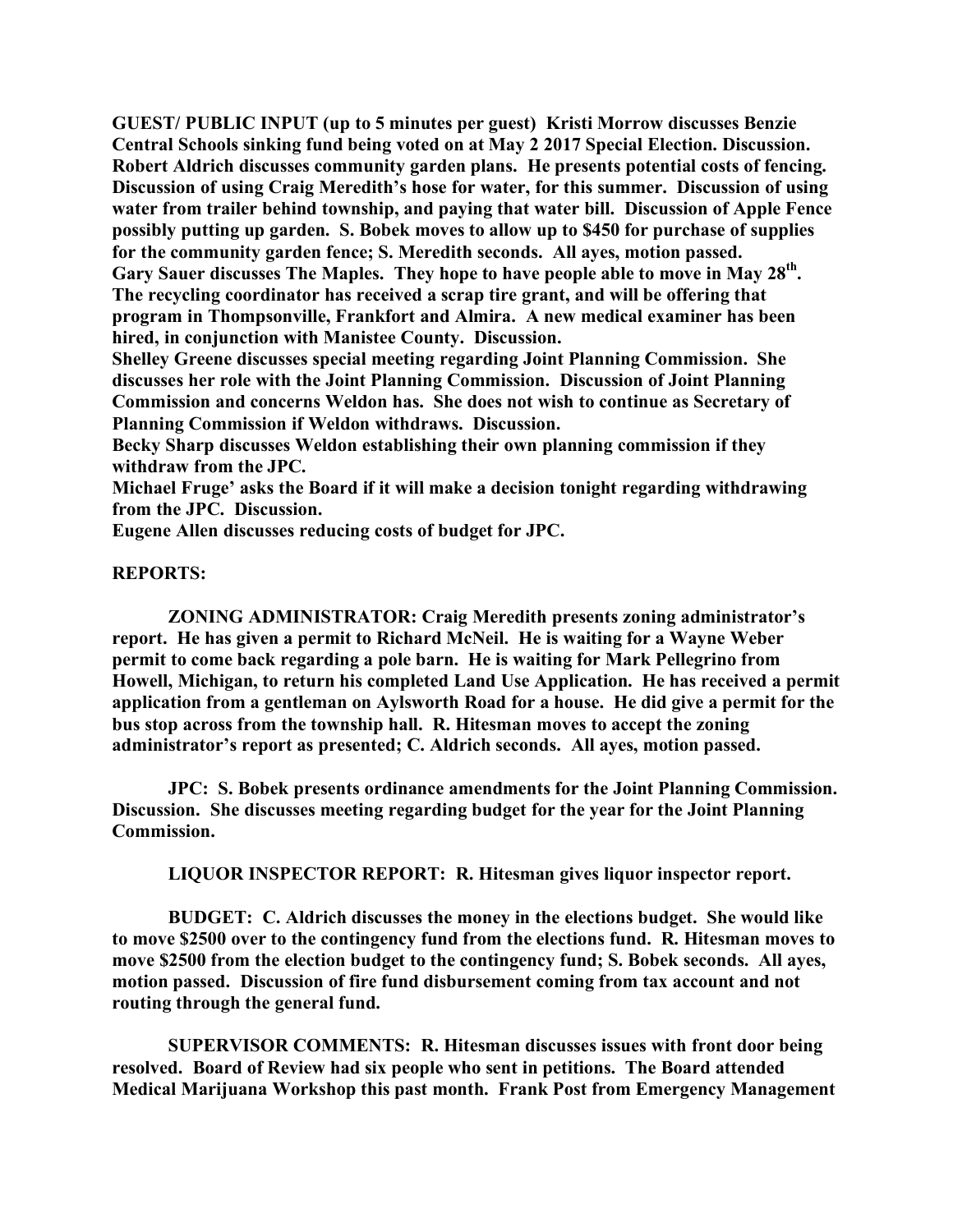**GUEST/ PUBLIC INPUT (up to 5 minutes per guest) Kristi Morrow discusses Benzie Central Schools sinking fund being voted on at May 2 2017 Special Election. Discussion. Robert Aldrich discusses community garden plans. He presents potential costs of fencing. Discussion of using Craig Meredith's hose for water, for this summer. Discussion of using water from trailer behind township, and paying that water bill. Discussion of Apple Fence possibly putting up garden. S. Bobek moves to allow up to $450 for purchase of supplies for the community garden fence; S. Meredith seconds. All ayes, motion passed.**

**Gary Sauer discusses The Maples. They hope to have people able to move in May 28th. The recycling coordinator has received a scrap tire grant, and will be offering that program in Thompsonville, Frankfort and Almira. A new medical examiner has been hired, in conjunction with Manistee County. Discussion.**

**Shelley Greene discusses special meeting regarding Joint Planning Commission. She discusses her role with the Joint Planning Commission. Discussion of Joint Planning Commission and concerns Weldon has. She does not wish to continue as Secretary of Planning Commission if Weldon withdraws. Discussion.**

**Becky Sharp discusses Weldon establishing their own planning commission if they withdraw from the JPC.**

**Michael Fruge' asks the Board if it will make a decision tonight regarding withdrawing from the JPC. Discussion.**

**Eugene Allen discusses reducing costs of budget for JPC.**

**REPORTS:**

**ZONING ADMINISTRATOR: Craig Meredith presents zoning administrator's report. He has given a permit to Richard McNeil. He is waiting for a Wayne Weber permit to come back regarding a pole barn. He is waiting for Mark Pellegrino from Howell, Michigan, to return his completed Land Use Application. He has received a permit application from a gentleman on Aylsworth Road for a house. He did give a permit for the bus stop across from the township hall. R. Hitesman moves to accept the zoning administrator's report as presented; C. Aldrich seconds. All ayes, motion passed.**

**JPC: S. Bobek presents ordinance amendments for the Joint Planning Commission. Discussion. She discusses meeting regarding budget for the year for the Joint Planning Commission.**

**LIQUOR INSPECTOR REPORT: R. Hitesman gives liquor inspector report.**

**BUDGET: C. Aldrich discusses the money in the elections budget. She would like to move $2500 over to the contingency fund from the elections fund. R. Hitesman moves to move $2500 from the election budget to the contingency fund; S. Bobek seconds. All ayes, motion passed. Discussion of fire fund disbursement coming from tax account and not routing through the general fund.**

**SUPERVISOR COMMENTS: R. Hitesman discusses issues with front door being resolved. Board of Review had six people who sent in petitions. The Board attended Medical Marijuana Workshop this past month. Frank Post from Emergency Management**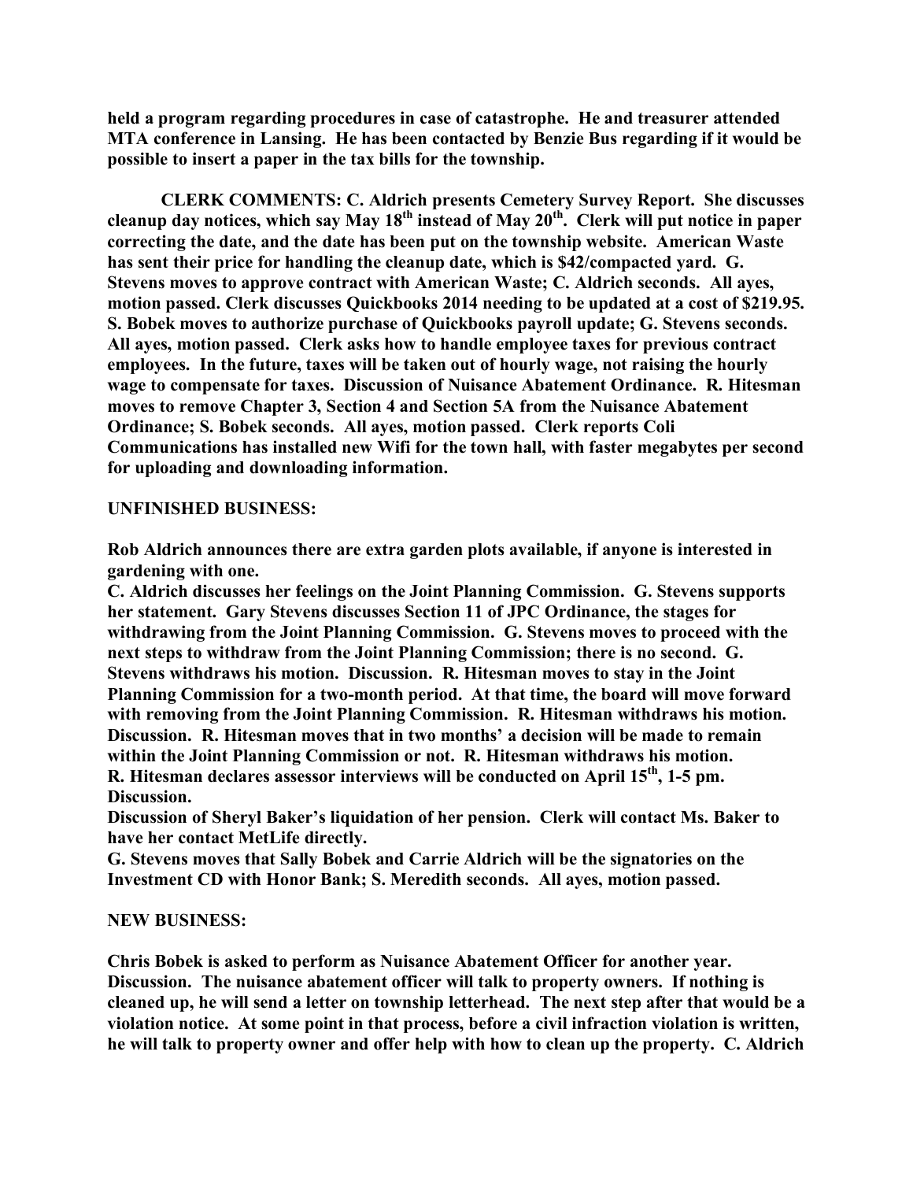**held a program regarding procedures in case of catastrophe. He and treasurer attended MTA conference in Lansing. He has been contacted by Benzie Bus regarding if it would be possible to insert a paper in the tax bills for the township.**

**CLERK COMMENTS: C. Aldrich presents Cemetery Survey Report. She discusses cleanup day notices, which say May 18th instead of May 20th. Clerk will put notice in paper correcting the date, and the date has been put on the township website. American Waste has sent their price for handling the cleanup date, which is $42/compacted yard. G. Stevens moves to approve contract with American Waste; C. Aldrich seconds. All ayes, motion passed. Clerk discusses Quickbooks 2014 needing to be updated at a cost of $219.95. S. Bobek moves to authorize purchase of Quickbooks payroll update; G. Stevens seconds. All ayes, motion passed. Clerk asks how to handle employee taxes for previous contract employees. In the future, taxes will be taken out of hourly wage, not raising the hourly wage to compensate for taxes. Discussion of Nuisance Abatement Ordinance. R. Hitesman moves to remove Chapter 3, Section 4 and Section 5A from the Nuisance Abatement Ordinance; S. Bobek seconds. All ayes, motion passed. Clerk reports Coli Communications has installed new Wifi for the town hall, with faster megabytes per second for uploading and downloading information.**

**UNFINISHED BUSINESS:**

**Rob Aldrich announces there are extra garden plots available, if anyone is interested in gardening with one.**

**C. Aldrich discusses her feelings on the Joint Planning Commission. G. Stevens supports her statement. Gary Stevens discusses Section 11 of JPC Ordinance, the stages for withdrawing from the Joint Planning Commission. G. Stevens moves to proceed with the next steps to withdraw from the Joint Planning Commission; there is no second. G. Stevens withdraws his motion. Discussion. R. Hitesman moves to stay in the Joint Planning Commission for a two-month period. At that time, the board will move forward with removing from the Joint Planning Commission. R. Hitesman withdraws his motion. Discussion. R. Hitesman moves that in two months' a decision will be made to remain within the Joint Planning Commission or not. R. Hitesman withdraws his motion.**

**R. Hitesman declares assessor interviews will be conducted on April 15th, 1-5 pm. Discussion.**

**Discussion of Sheryl Baker's liquidation of her pension. Clerk will contact Ms. Baker to have her contact MetLife directly.**

**G. Stevens moves that Sally Bobek and Carrie Aldrich will be the signatories on the Investment CD with Honor Bank; S. Meredith seconds. All ayes, motion passed.**

**NEW BUSINESS:**

**Chris Bobek is asked to perform as Nuisance Abatement Officer for another year. Discussion. The nuisance abatement officer will talk to property owners. If nothing is cleaned up, he will send a letter on township letterhead. The next step after that would be a violation notice. At some point in that process, before a civil infraction violation is written, he will talk to property owner and offer help with how to clean up the property. C. Aldrich**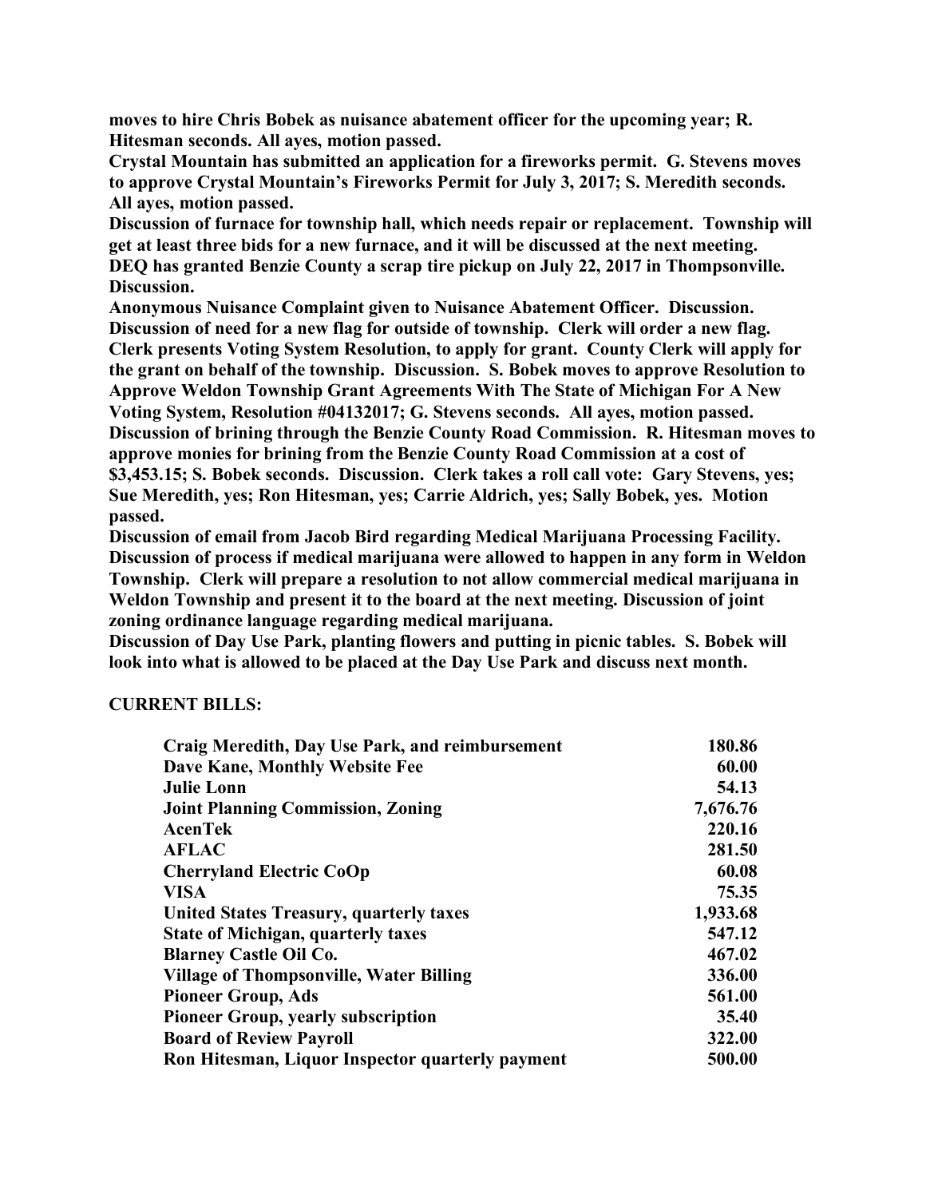**moves to hire Chris Bobek as nuisance abatement officer for the upcoming year; R. Hitesman seconds. All ayes, motion passed.**

**Crystal Mountain has submitted an application for a fireworks permit. G. Stevens moves to approve Crystal Mountain's Fireworks Permit for July 3, 2017; S. Meredith seconds. All ayes, motion passed.**

**Discussion of furnace for township hall, which needs repair or replacement. Township will get at least three bids for a new furnace, and it will be discussed at the next meeting.**

**DEQ has granted Benzie County a scrap tire pickup on July 22, 2017 in Thompsonville. Discussion.**

**Anonymous Nuisance Complaint given to Nuisance Abatement Officer. Discussion.**

**Discussion of need for a new flag for outside of township. Clerk will order a new flag.**

**Clerk presents Voting System Resolution, to apply for grant. County Clerk will apply for the grant on behalf of the township. Discussion. S. Bobek moves to approve Resolution to Approve Weldon Township Grant Agreements With The State of Michigan For A New Voting System, Resolution #04132017; G. Stevens seconds. All ayes, motion passed.**

**Discussion of brining through the Benzie County Road Commission. R. Hitesman moves to approve monies for brining from the Benzie County Road Commission at a cost of $3,453.15; S. Bobek seconds. Discussion. Clerk takes a roll call vote: Gary Stevens, yes; Sue Meredith, yes; Ron Hitesman, yes; Carrie Aldrich, yes; Sally Bobek, yes. Motion passed.**

**Discussion of email from Jacob Bird regarding Medical Marijuana Processing Facility. Discussion of process if medical marijuana were allowed to happen in any form in Weldon Township. Clerk will prepare a resolution to not allow commercial medical marijuana in Weldon Township and present it to the board at the next meeting. Discussion of joint zoning ordinance language regarding medical marijuana.**

**Discussion of Day Use Park, planting flowers and putting in picnic tables. S. Bobek will look into what is allowed to be placed at the Day Use Park and discuss next month.**

**CURRENT BILLS:**

| | |
|---|---|
| **Craig Meredith, Day Use Park, and reimbursement** | **180.86** |
| **Dave Kane, Monthly Website Fee** | **60.00** |
| **Julie Lonn** | **54.13** |
| **Joint Planning Commission, Zoning** | **7,676.76** |
| **AcenTek** | **220.16** |
| **AFLAC** | **281.50** |
| **Cherryland Electric CoOp** | **60.08** |
| **VISA** | **75.35** |
| **United States Treasury, quarterly taxes** | **1,933.68** |
| **State of Michigan, quarterly taxes** | **547.12** |
| **Blarney Castle Oil Co.** | **467.02** |
| **Village of Thompsonville, Water Billing** | **336.00** |
| **Pioneer Group, Ads** | **561.00** |
| **Pioneer Group, yearly subscription** | **35.40** |
| **Board of Review Payroll** | **322.00** |
| **Ron Hitesman, Liquor Inspector quarterly payment** | **500.00** |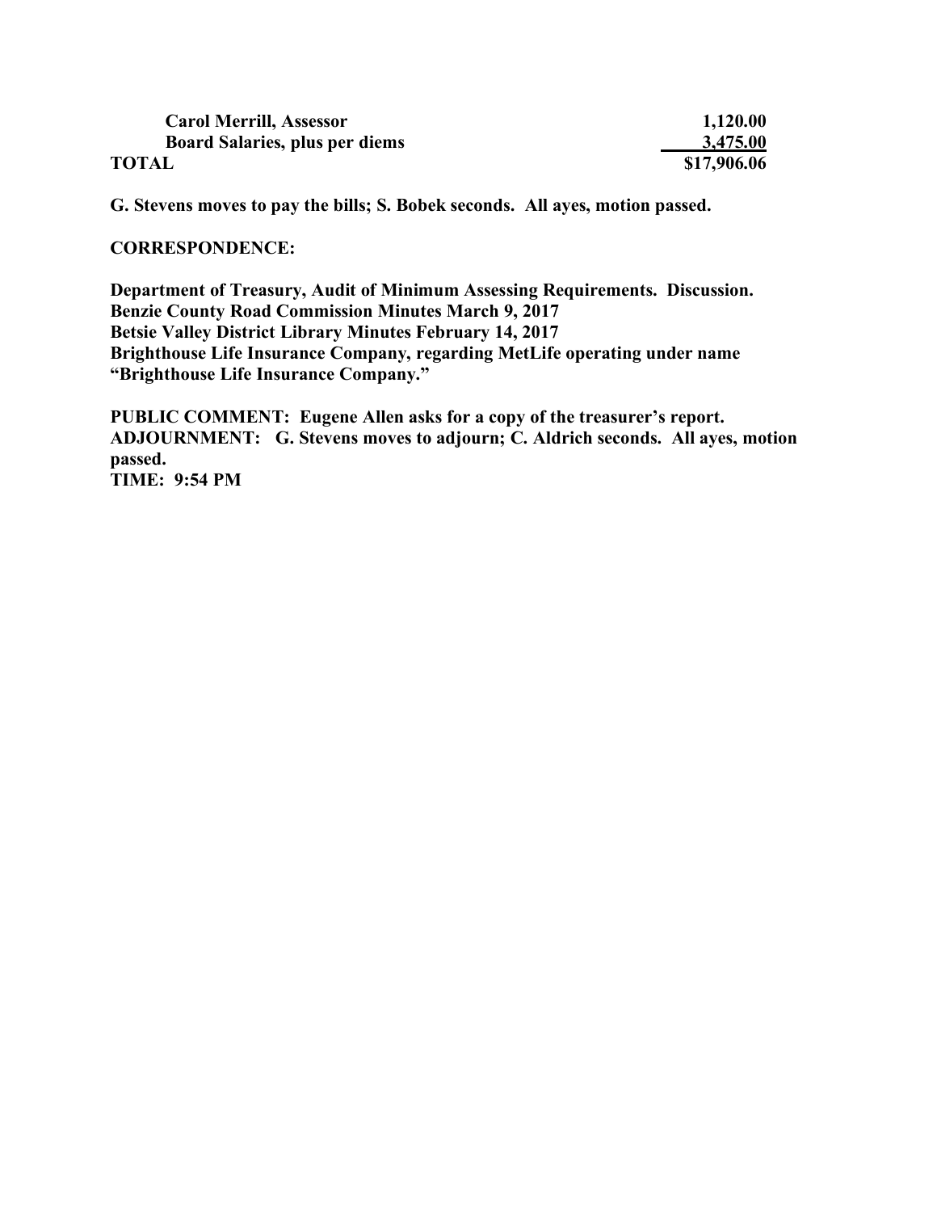| | |
|---|---|
| **Carol Merrill, Assessor** | **1,120.00** |
| **Board Salaries, plus per diems** | **3,475.00** |
| **TOTAL** | **$17,906.06** |

**G. Stevens moves to pay the bills; S. Bobek seconds. All ayes, motion passed.**

**CORRESPONDENCE:**

**Department of Treasury, Audit of Minimum Assessing Requirements. Discussion.**
**Benzie County Road Commission Minutes March 9, 2017**
**Betsie Valley District Library Minutes February 14, 2017**
**Brighthouse Life Insurance Company, regarding MetLife operating under name "Brighthouse Life Insurance Company."**

**PUBLIC COMMENT: Eugene Allen asks for a copy of the treasurer's report.**
**ADJOURNMENT: G. Stevens moves to adjourn; C. Aldrich seconds. All ayes, motion passed.**
**TIME: 9:54 PM**